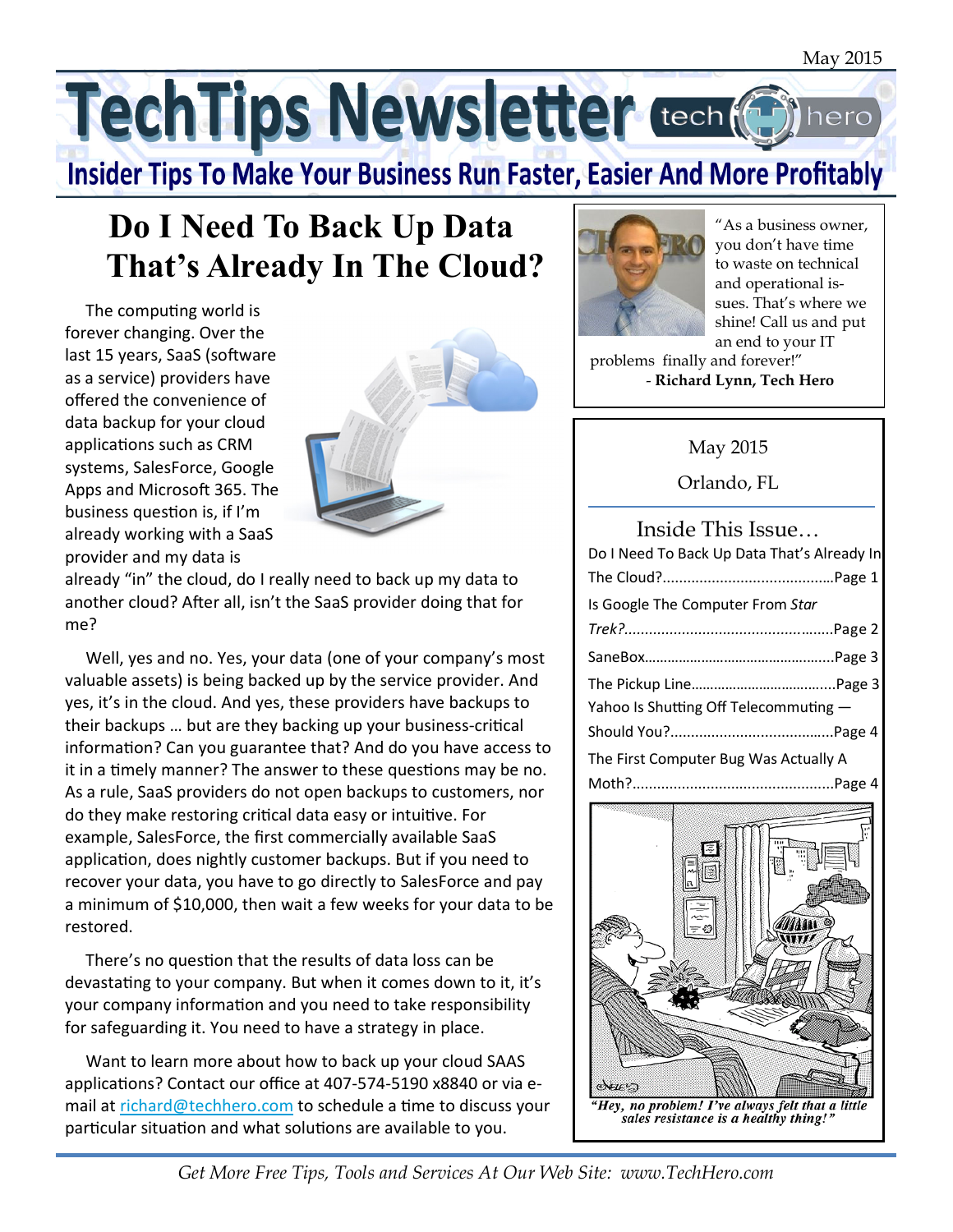May 2015

# TechTips Newsletter

**Insider Tips To Make Your Business Run Faster, Easier And More Profitably**

## Do I Need To Back Up Data That's Already In The Cloud?

The computing world is forever changing. Over the last 15 years, SaaS (software as a service) providers have offered the convenience of data backup for your cloud applications such as CRM systems, SalesForce, Google Apps and Microsoft 365. The business question is, if I'm already working with a SaaS provider and my data is already "in" the cloud, do I really need to back up my data to another cloud? After all, isn't the SaaS provider doing that for me?

Well, yes and no. Yes, your data (one of your company's most valuable assets) is being backed up by the service provider. And yes, it's in the cloud. And yes, these providers have backups to their backups … but are they backing up your business-critical information? Can you guarantee that? And do you have access to it in a timely manner? The answer to these questions may be no. As a rule, SaaS providers do not open backups to customers, nor do they make restoring critical data easy or intuitive. For example, SalesForce, the first commercially available SaaS application, does nightly customer backups. But if you need to recover your data, you have to go directly to SalesForce and pay a minimum of $10,000, then wait a few weeks for your data to be restored.

There's no question that the results of data loss can be devastating to your company. But when it comes down to it, it's your company information and you need to take responsibility for safeguarding it. You need to have a strategy in place.

Want to learn more about how to back up your cloud SAAS applications? Contact our office at 407-574-5190 x8840 or via e-mail at richard@techhero.com to schedule a time to discuss your particular situation and what solutions are available to you.

---

"As a business owner, you don't have time to waste on technical and operational issues. That's where we shine! Call us and put an end to your IT problems finally and forever!"

**- Richard Lynn, Tech Hero**

---

May 2015

Orlando, FL

### Inside This Issue…

- Do I Need To Back Up Data That's Already In The Cloud?……Page 1
- Is Google The Computer From *Star Trek*?……Page 2
- SaneBox……Page 3
- The Pickup Line……Page 3
- Yahoo Is Shutting Off Telecommuting — Should You?……Page 4
- The First Computer Bug Was Actually A Moth?……Page 4

*"Hey, no problem! I've always felt that a little sales resistance is a healthy thing!"*

---

*Get More Free Tips, Tools and Services At Our Web Site: www.TechHero.com*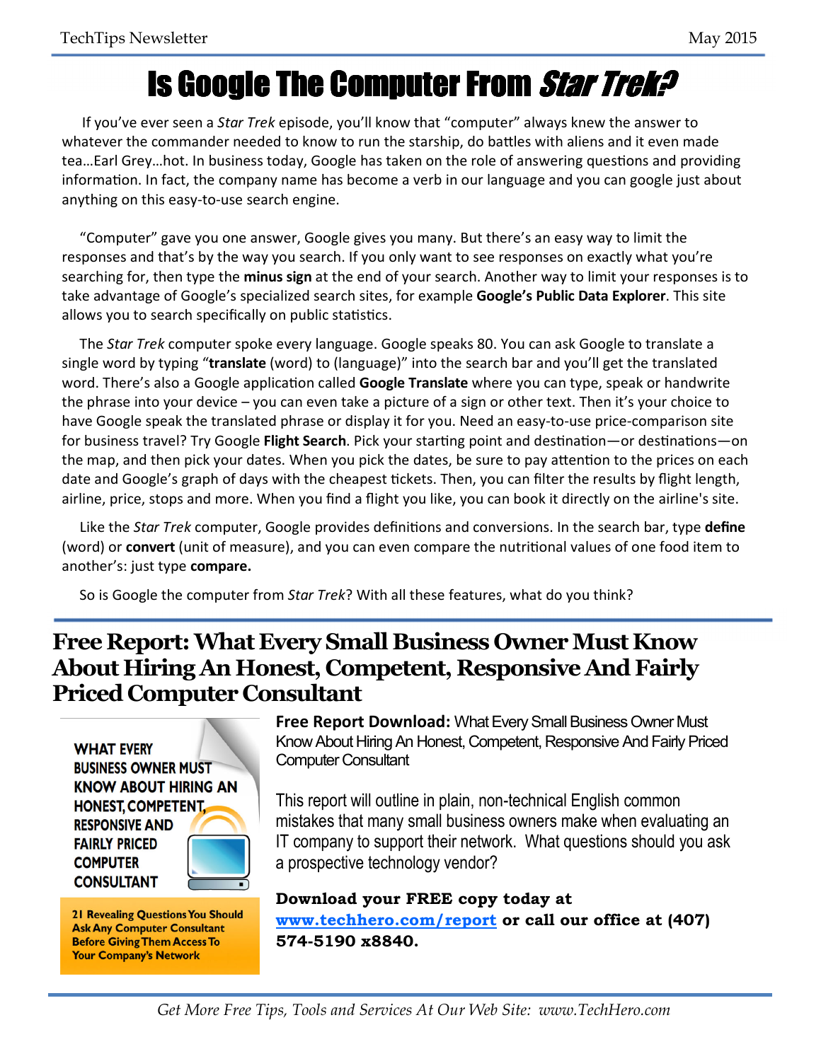# Is Google The Computer From *Star Trek?*

If you've ever seen a *Star Trek* episode, you'll know that "computer" always knew the answer to whatever the commander needed to know to run the starship, do battles with aliens and it even made tea…Earl Grey…hot. In business today, Google has taken on the role of answering questions and providing information. In fact, the company name has become a verb in our language and you can google just about anything on this easy-to-use search engine.

"Computer" gave you one answer, Google gives you many. But there's an easy way to limit the responses and that's by the way you search. If you only want to see responses on exactly what you're searching for, then type the **minus sign** at the end of your search. Another way to limit your responses is to take advantage of Google's specialized search sites, for example **Google's Public Data Explorer**. This site allows you to search specifically on public statistics.

The *Star Trek* computer spoke every language. Google speaks 80. You can ask Google to translate a single word by typing "**translate** (word) to (language)" into the search bar and you'll get the translated word. There's also a Google application called **Google Translate** where you can type, speak or handwrite the phrase into your device – you can even take a picture of a sign or other text. Then it's your choice to have Google speak the translated phrase or display it for you. Need an easy-to-use price-comparison site for business travel? Try Google **Flight Search**. Pick your starting point and destination—or destinations—on the map, and then pick your dates. When you pick the dates, be sure to pay attention to the prices on each date and Google's graph of days with the cheapest tickets. Then, you can filter the results by flight length, airline, price, stops and more. When you find a flight you like, you can book it directly on the airline's site.

Like the *Star Trek* computer, Google provides definitions and conversions. In the search bar, type **define** (word) or **convert** (unit of measure), and you can even compare the nutritional values of one food item to another's: just type **compare.**

So is Google the computer from *Star Trek*? With all these features, what do you think?

## Free Report: What Every Small Business Owner Must Know About Hiring An Honest, Competent, Responsive And Fairly Priced Computer Consultant

WHAT EVERY BUSINESS OWNER MUST KNOW ABOUT HIRING AN HONEST, COMPETENT, RESPONSIVE AND FAIRLY PRICED COMPUTER CONSULTANT

**21 Revealing Questions You Should Ask Any Computer Consultant Before Giving Them Access To Your Company's Network**

**Free Report Download:** What Every Small Business Owner Must Know About Hiring An Honest, Competent, Responsive And Fairly Priced Computer Consultant

This report will outline in plain, non-technical English common mistakes that many small business owners make when evaluating an IT company to support their network. What questions should you ask a prospective technology vendor?

**Download your FREE copy today at [www.techhero.com/report](www.techhero.com/report) or call our office at (407) 574-5190 x8840.**

*Get More Free Tips, Tools and Services At Our Web Site: www.TechHero.com*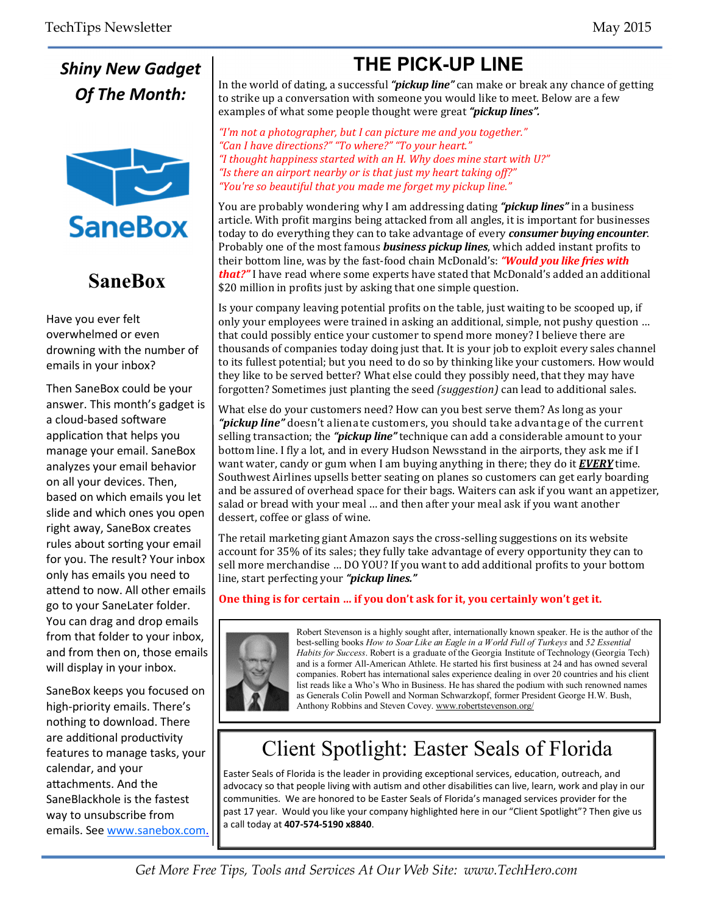## Shiny New Gadget Of The Month:

### SaneBox

Have you ever felt overwhelmed or even drowning with the number of emails in your inbox?

Then SaneBox could be your answer. This month's gadget is a cloud-based software application that helps you manage your email. SaneBox analyzes your email behavior on all your devices. Then, based on which emails you let slide and which ones you open right away, SaneBox creates rules about sorting your email for you. The result? Your inbox only has emails you need to attend to now. All other emails go to your SaneLater folder. You can drag and drop emails from that folder to your inbox, and from then on, those emails will display in your inbox.

SaneBox keeps you focused on high-priority emails. There's nothing to download. There are additional productivity features to manage tasks, your calendar, and your attachments. And the SaneBlackhole is the fastest way to unsubscribe from emails. See www.sanebox.com.

# THE PICK-UP LINE

In the world of dating, a successful ***"pickup line"*** can make or break any chance of getting to strike up a conversation with someone you would like to meet. Below are a few examples of what some people thought were great ***"pickup lines".***

*"I'm not a photographer, but I can picture me and you together."*
*"Can I have directions?" "To where?" "To your heart."*
*"I thought happiness started with an H. Why does mine start with U?"*
*"Is there an airport nearby or is that just my heart taking off?"*
*"You're so beautiful that you made me forget my pickup line."*

You are probably wondering why I am addressing dating ***"pickup lines"*** in a business article. With profit margins being attacked from all angles, it is important for businesses today to do everything they can to take advantage of every ***consumer buying encounter***. Probably one of the most famous ***business pickup lines***, which added instant profits to their bottom line, was by the fast-food chain McDonald's: ***"Would you like fries with that?"*** I have read where some experts have stated that McDonald's added an additional $20 million in profits just by asking that one simple question.

Is your company leaving potential profits on the table, just waiting to be scooped up, if only your employees were trained in asking an additional, simple, not pushy question … that could possibly entice your customer to spend more money? I believe there are thousands of companies today doing just that. It is your job to exploit every sales channel to its fullest potential; but you need to do so by thinking like your customers. How would they like to be served better? What else could they possibly need, that they may have forgotten? Sometimes just planting the seed *(suggestion)* can lead to additional sales.

What else do your customers need? How can you best serve them? As long as your ***"pickup line"*** doesn't alienate customers, you should take advantage of the current selling transaction; the ***"pickup line"*** technique can add a considerable amount to your bottom line. I fly a lot, and in every Hudson Newsstand in the airports, they ask me if I want water, candy or gum when I am buying anything in there; they do it ***EVERY*** time. Southwest Airlines upsells better seating on planes so customers can get early boarding and be assured of overhead space for their bags. Waiters can ask if you want an appetizer, salad or bread with your meal … and then after your meal ask if you want another dessert, coffee or glass of wine.

The retail marketing giant Amazon says the cross-selling suggestions on its website account for 35% of its sales; they fully take advantage of every opportunity they can to sell more merchandise … DO YOU? If you want to add additional profits to your bottom line, start perfecting your ***"pickup lines."***

**One thing is for certain … if you don't ask for it, you certainly won't get it.**

Robert Stevenson is a highly sought after, internationally known speaker. He is the author of the best-selling books *How to Soar Like an Eagle in a World Full of Turkeys* and *52 Essential Habits for Success*. Robert is a graduate of the Georgia Institute of Technology (Georgia Tech) and is a former All-American Athlete. He started his first business at 24 and has owned several companies. Robert has international sales experience dealing in over 20 countries and his client list reads like a Who's Who in Business. He has shared the podium with such renowned names as Generals Colin Powell and Norman Schwarzkopf, former President George H.W. Bush, Anthony Robbins and Steven Covey. www.robertstevenson.org/

# Client Spotlight: Easter Seals of Florida

Easter Seals of Florida is the leader in providing exceptional services, education, outreach, and advocacy so that people living with autism and other disabilities can live, learn, work and play in our communities. We are honored to be Easter Seals of Florida's managed services provider for the past 17 year. Would you like your company highlighted here in our "Client Spotlight"? Then give us a call today at **407-574-5190 x8840**.

*Get More Free Tips, Tools and Services At Our Web Site: www.TechHero.com*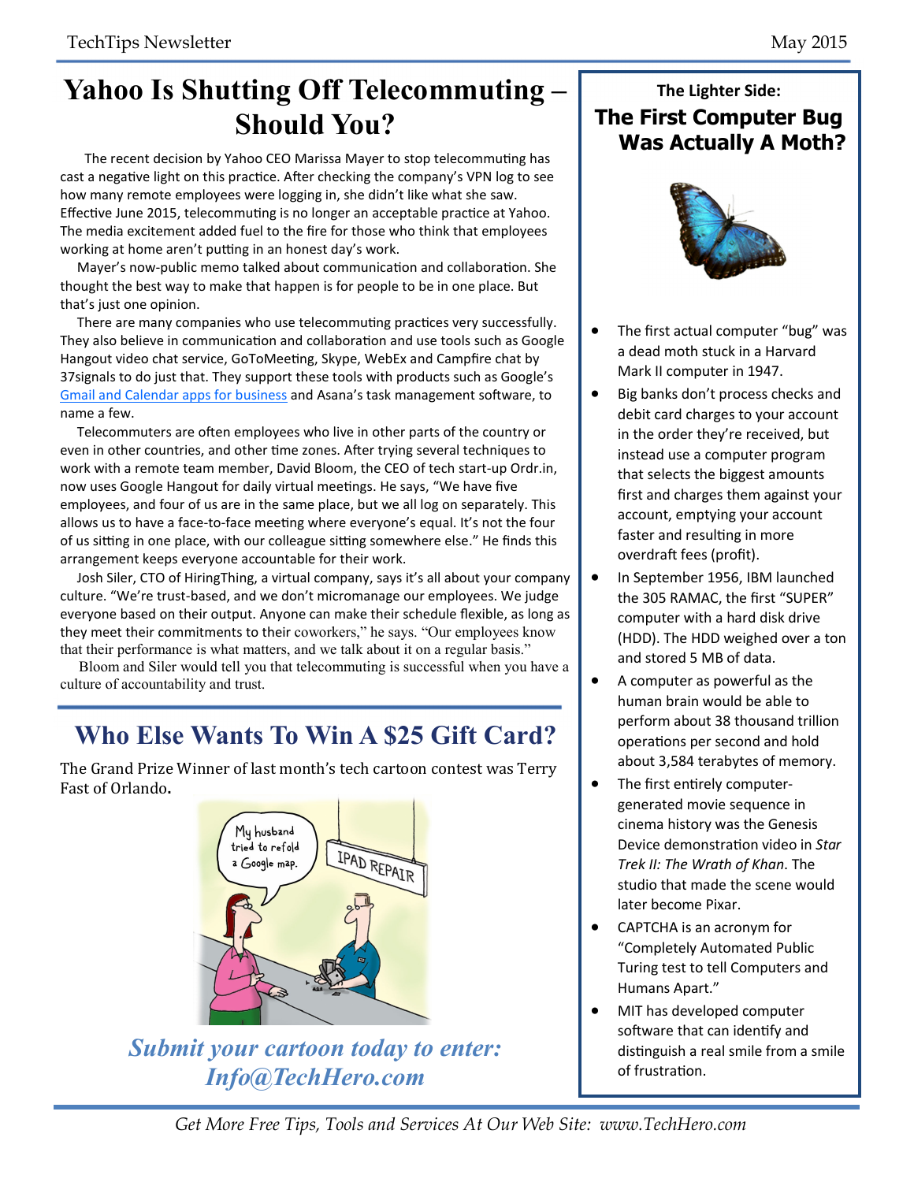# Yahoo Is Shutting Off Telecommuting – Should You?

The recent decision by Yahoo CEO Marissa Mayer to stop telecommuting has cast a negative light on this practice. After checking the company's VPN log to see how many remote employees were logging in, she didn't like what she saw. Effective June 2015, telecommuting is no longer an acceptable practice at Yahoo. The media excitement added fuel to the fire for those who think that employees working at home aren't putting in an honest day's work.

Mayer's now-public memo talked about communication and collaboration. She thought the best way to make that happen is for people to be in one place. But that's just one opinion.

There are many companies who use telecommuting practices very successfully. They also believe in communication and collaboration and use tools such as Google Hangout video chat service, GoToMeeting, Skype, WebEx and Campfire chat by 37signals to do just that. They support these tools with products such as Google's Gmail and Calendar apps for business and Asana's task management software, to name a few.

Telecommuters are often employees who live in other parts of the country or even in other countries, and other time zones. After trying several techniques to work with a remote team member, David Bloom, the CEO of tech start-up Ordr.in, now uses Google Hangout for daily virtual meetings. He says, "We have five employees, and four of us are in the same place, but we all log on separately. This allows us to have a face-to-face meeting where everyone's equal. It's not the four of us sitting in one place, with our colleague sitting somewhere else." He finds this arrangement keeps everyone accountable for their work.

Josh Siler, CTO of HiringThing, a virtual company, says it's all about your company culture. "We're trust-based, and we don't micromanage our employees. We judge everyone based on their output. Anyone can make their schedule flexible, as long as they meet their commitments to their coworkers," he says. "Our employees know that their performance is what matters, and we talk about it on a regular basis."

Bloom and Siler would tell you that telecommuting is successful when you have a culture of accountability and trust.

# Who Else Wants To Win A $25 Gift Card?

The Grand Prize Winner of last month's tech cartoon contest was Terry Fast of Orlando.

***Submit your cartoon today to enter: Info@TechHero.com***

### The Lighter Side:

## The First Computer Bug Was Actually A Moth?

- The first actual computer "bug" was a dead moth stuck in a Harvard Mark II computer in 1947.
- Big banks don't process checks and debit card charges to your account in the order they're received, but instead use a computer program that selects the biggest amounts first and charges them against your account, emptying your account faster and resulting in more overdraft fees (profit).
- In September 1956, IBM launched the 305 RAMAC, the first "SUPER" computer with a hard disk drive (HDD). The HDD weighed over a ton and stored 5 MB of data.
- A computer as powerful as the human brain would be able to perform about 38 thousand trillion operations per second and hold about 3,584 terabytes of memory.
- The first entirely computer-generated movie sequence in cinema history was the Genesis Device demonstration video in *Star Trek II: The Wrath of Khan*. The studio that made the scene would later become Pixar.
- CAPTCHA is an acronym for "Completely Automated Public Turing test to tell Computers and Humans Apart."
- MIT has developed computer software that can identify and distinguish a real smile from a smile of frustration.

*Get More Free Tips, Tools and Services At Our Web Site: www.TechHero.com*